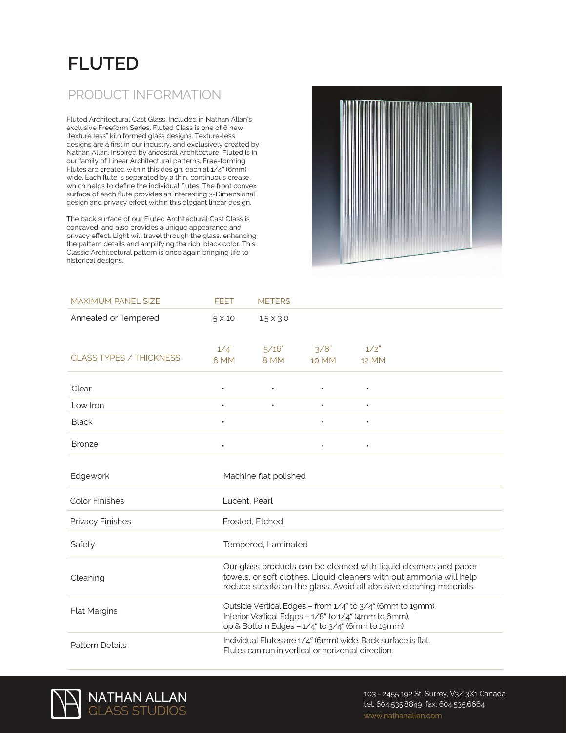# FLUTED

## PRODUCT INFORMATION

Fluted Architectural Cast Glass. Included in Nathan Allan's exclusive Freeform Series, Fluted Glass is one of 6 new "texture less" kiln formed glass designs. Texture-less designs are a first in our industry, and exclusively created by Nathan Allan. Inspired by ancestral Architecture, Fluted is in our family of Linear Architectural patterns. Free-forming Flutes are created within this design, each at 1/4" (6mm) wide. Each flute is separated by a thin, continuous crease, which helps to define the individual flutes. The front convex surface of each flute provides an interesting 3-Dimensional design and privacy effect within this elegant linear design.

The back surface of our Fluted Architectural Cast Glass is concaved, and also provides a unique appearance and privacy effect. Light will travel through the glass, enhancing the pattern details and amplifying the rich, black color. This Classic Architectural pattern is once again bringing life to historical designs.

| MAXIMUM PANEL SIZE | FEET | METERS |
|---|---|---|
| Annealed or Tempered | 5 x 10 | 1.5 x 3.0 |

| GLASS TYPES / THICKNESS | 1/4" 6 MM | 5/16" 8 MM | 3/8" 10 MM | 1/2" 12 MM |
|---|---|---|---|---|
| Clear | • | • | • | • |
| Low Iron | • | • | • | • |
| Black | • | | • | • |
| Bronze | • | | • | • |

| | |
|---|---|
| Edgework | Machine flat polished |
| Color Finishes | Lucent, Pearl |
| Privacy Finishes | Frosted, Etched |
| Safety | Tempered, Laminated |
| Cleaning | Our glass products can be cleaned with liquid cleaners and paper towels, or soft clothes. Liquid cleaners with out ammonia will help reduce streaks on the glass. Avoid all abrasive cleaning materials. |
| Flat Margins | Outside Vertical Edges – from 1/4" to 3/4" (6mm to 19mm). Interior Vertical Edges – 1/8" to 1/4" (4mm to 6mm). op & Bottom Edges – 1/4" to 3/4" (6mm to 19mm) |
| Pattern Details | Individual Flutes are 1/4" (6mm) wide. Back surface is flat. Flutes can run in vertical or horizontal direction. |

NATHAN ALLAN GLASS STUDIOS

103 - 2455 192 St. Surrey, V3Z 3X1 Canada
tel. 604.535.8849, fax. 604.535.6664
www.nathanallan.com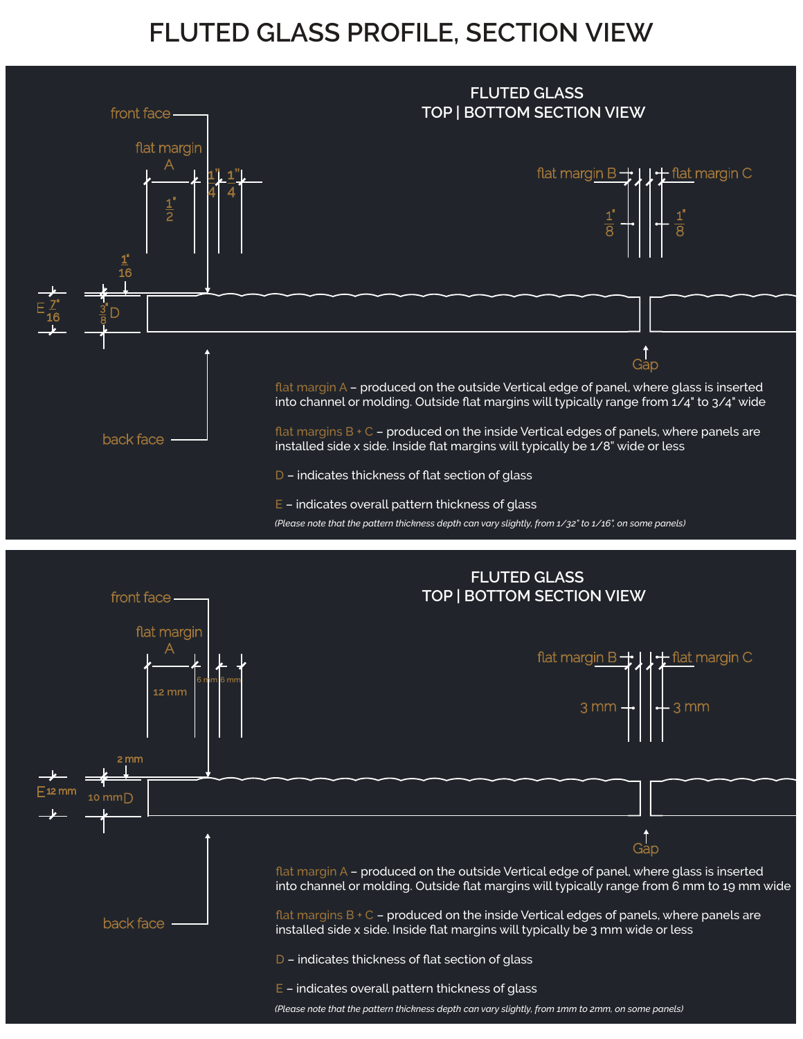# FLUTED GLASS PROFILE, SECTION VIEW

FLUTED GLASS
TOP | BOTTOM SECTION VIEW

front face

flat margin A

1/2"

1/4"

1/4"

1/16"

E 7/16"

3/8" D

back face

flat margin B

flat margin C

1/8"

1/8"

Gap

flat margin A – produced on the outside Vertical edge of panel, where glass is inserted into channel or molding. Outside flat margins will typically range from 1/4" to 3/4" wide

flat margins B + C – produced on the inside Vertical edges of panels, where panels are installed side x side. Inside flat margins will typically be 1/8" wide or less

D – indicates thickness of flat section of glass

E – indicates overall pattern thickness of glass

*(Please note that the pattern thickness depth can vary slightly, from 1/32" to 1/16", on some panels)*

FLUTED GLASS
TOP | BOTTOM SECTION VIEW

front face

flat margin A

12 mm

6 mm

6 mm

2 mm

E 12 mm

10 mm D

back face

flat margin B

flat margin C

3 mm

3 mm

Gap

flat margin A – produced on the outside Vertical edge of panel, where glass is inserted into channel or molding. Outside flat margins will typically range from 6 mm to 19 mm wide

flat margins B + C – produced on the inside Vertical edges of panels, where panels are installed side x side. Inside flat margins will typically be 3 mm wide or less

D – indicates thickness of flat section of glass

E – indicates overall pattern thickness of glass

*(Please note that the pattern thickness depth can vary slightly, from 1mm to 2mm, on some panels)*